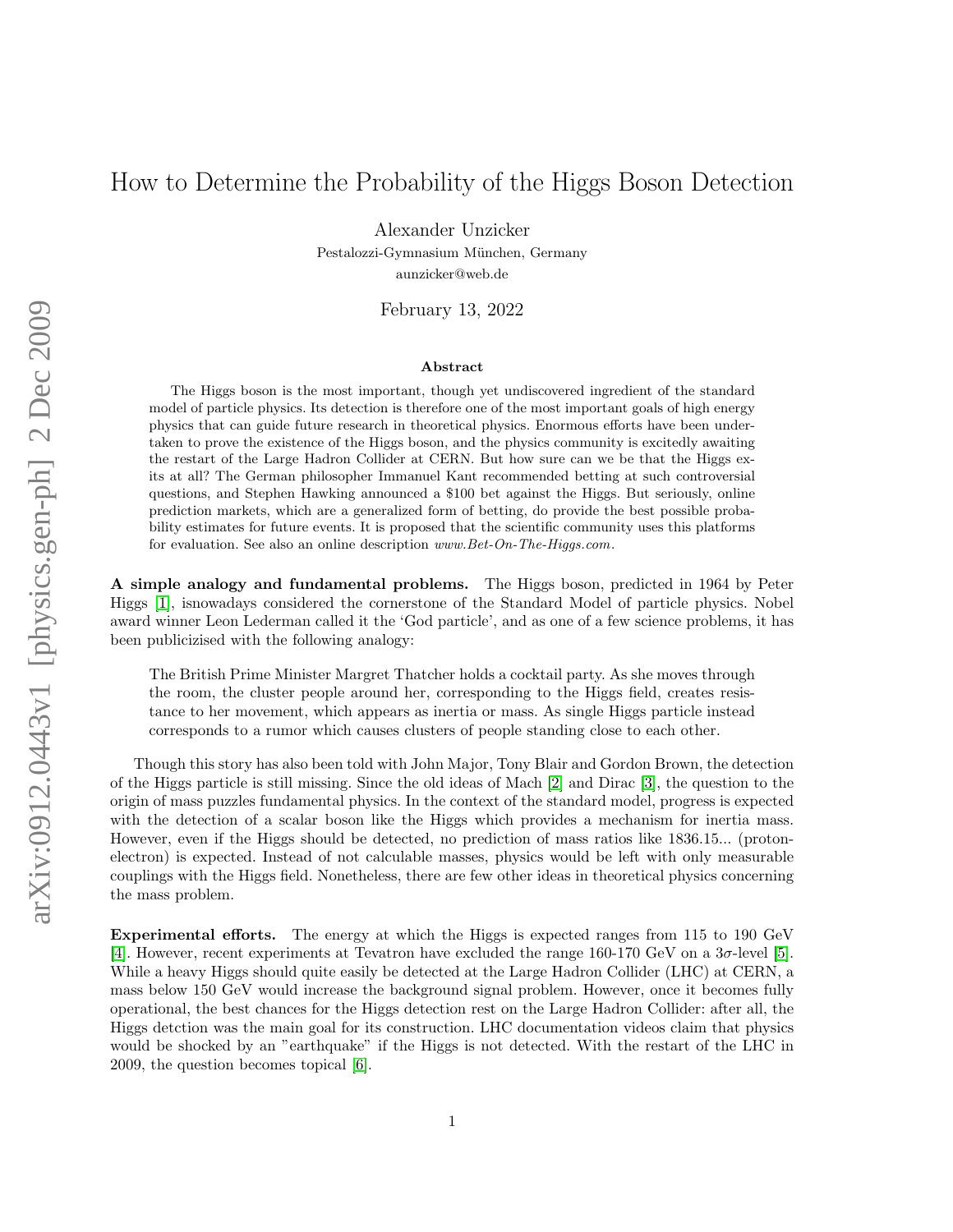# How to Determine the Probability of the Higgs Boson Detection

Alexander Unzicker

Pestalozzi-Gymnasium München, Germany

aunzicker@web.de

February 13, 2022

### Abstract

The Higgs boson is the most important, though yet undiscovered ingredient of the standard model of particle physics. Its detection is therefore one of the most important goals of high energy physics that can guide future research in theoretical physics. Enormous efforts have been undertaken to prove the existence of the Higgs boson, and the physics community is excitedly awaiting the restart of the Large Hadron Collider at CERN. But how sure can we be that the Higgs exits at all? The German philosopher Immanuel Kant recommended betting at such controversial questions, and Stephen Hawking announced a $100 bet against the Higgs. But seriously, online prediction markets, which are a generalized form of betting, do provide the best possible probability estimates for future events. It is proposed that the scientific community uses this platforms for evaluation. See also an online description *www.Bet-On-The-Higgs.com*.

**A simple analogy and fundamental problems.** The Higgs boson, predicted in 1964 by Peter Higgs [1], isnowadays considered the cornerstone of the Standard Model of particle physics. Nobel award winner Leon Lederman called it the 'God particle', and as one of a few science problems, it has been publicizised with the following analogy:

> The British Prime Minister Margret Thatcher holds a cocktail party. As she moves through the room, the cluster people around her, corresponding to the Higgs field, creates resistance to her movement, which appears as inertia or mass. As single Higgs particle instead corresponds to a rumor which causes clusters of people standing close to each other.

Though this story has also been told with John Major, Tony Blair and Gordon Brown, the detection of the Higgs particle is still missing. Since the old ideas of Mach [2] and Dirac [3], the question to the origin of mass puzzles fundamental physics. In the context of the standard model, progress is expected with the detection of a scalar boson like the Higgs which provides a mechanism for inertia mass. However, even if the Higgs should be detected, no prediction of mass ratios like 1836.15... (proton-electron) is expected. Instead of not calculable masses, physics would be left with only measurable couplings with the Higgs field. Nonetheless, there are few other ideas in theoretical physics concerning the mass problem.

**Experimental efforts.** The energy at which the Higgs is expected ranges from 115 to 190 GeV [4]. However, recent experiments at Tevatron have excluded the range 160-170 GeV on a $3\sigma$-level [5]. While a heavy Higgs should quite easily be detected at the Large Hadron Collider (LHC) at CERN, a mass below 150 GeV would increase the background signal problem. However, once it becomes fully operational, the best chances for the Higgs detection rest on the Large Hadron Collider: after all, the Higgs detction was the main goal for its construction. LHC documentation videos claim that physics would be shocked by an "earthquake" if the Higgs is not detected. With the restart of the LHC in 2009, the question becomes topical [6].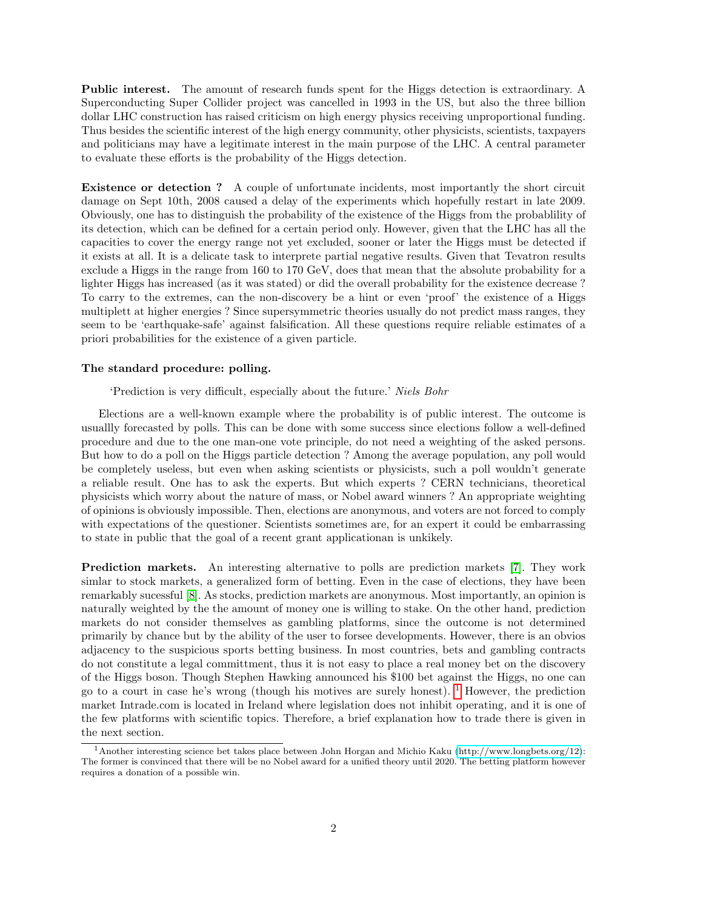**Public interest.** The amount of research funds spent for the Higgs detection is extraordinary. A Superconducting Super Collider project was cancelled in 1993 in the US, but also the three billion dollar LHC construction has raised criticism on high energy physics receiving unproportional funding. Thus besides the scientific interest of the high energy community, other physicists, scientists, taxpayers and politicians may have a legitimate interest in the main purpose of the LHC. A central parameter to evaluate these efforts is the probability of the Higgs detection.

**Existence or detection ?** A couple of unfortunate incidents, most importantly the short circuit damage on Sept 10th, 2008 caused a delay of the experiments which hopefully restart in late 2009. Obviously, one has to distinguish the probability of the existence of the Higgs from the probablility of its detection, which can be defined for a certain period only. However, given that the LHC has all the capacities to cover the energy range not yet excluded, sooner or later the Higgs must be detected if it exists at all. It is a delicate task to interprete partial negative results. Given that Tevatron results exclude a Higgs in the range from 160 to 170 GeV, does that mean that the absolute probability for a lighter Higgs has increased (as it was stated) or did the overall probability for the existence decrease ? To carry to the extremes, can the non-discovery be a hint or even 'proof' the existence of a Higgs multiplett at higher energies ? Since supersymmetric theories usually do not predict mass ranges, they seem to be 'earthquake-safe' against falsification. All these questions require reliable estimates of a priori probabilities for the existence of a given particle.

**The standard procedure: polling.**

> 'Prediction is very difficult, especially about the future.' *Niels Bohr*

Elections are a well-known example where the probability is of public interest. The outcome is usuallly forecasted by polls. This can be done with some success since elections follow a well-defined procedure and due to the one man-one vote principle, do not need a weighting of the asked persons. But how to do a poll on the Higgs particle detection ? Among the average population, any poll would be completely useless, but even when asking scientists or physicists, such a poll wouldn't generate a reliable result. One has to ask the experts. But which experts ? CERN technicians, theoretical physicists which worry about the nature of mass, or Nobel award winners ? An appropriate weighting of opinions is obviously impossible. Then, elections are anonymous, and voters are not forced to comply with expectations of the questioner. Scientists sometimes are, for an expert it could be embarrassing to state in public that the goal of a recent grant applicationan is unkikely.

**Prediction markets.** An interesting alternative to polls are prediction markets [7]. They work simlar to stock markets, a generalized form of betting. Even in the case of elections, they have been remarkably sucessful [8]. As stocks, prediction markets are anonymous. Most importantly, an opinion is naturally weighted by the the amount of money one is willing to stake. On the other hand, prediction markets do not consider themselves as gambling platforms, since the outcome is not determined primarily by chance but by the ability of the user to forsee developments. However, there is an obvios adjacency to the suspicious sports betting business. In most countries, bets and gambling contracts do not constitute a legal committment, thus it is not easy to place a real money bet on the discovery of the Higgs boson. Though Stephen Hawking announced his $100 bet against the Higgs, no one can go to a court in case he's wrong (though his motives are surely honest). [1] However, the prediction market Intrade.com is located in Ireland where legislation does not inhibit operating, and it is one of the few platforms with scientific topics. Therefore, a brief explanation how to trade there is given in the next section.

[1] Another interesting science bet takes place between John Horgan and Michio Kaku (http://www.longbets.org/12): The former is convinced that there will be no Nobel award for a unified theory until 2020. The betting platform however requires a donation of a possible win.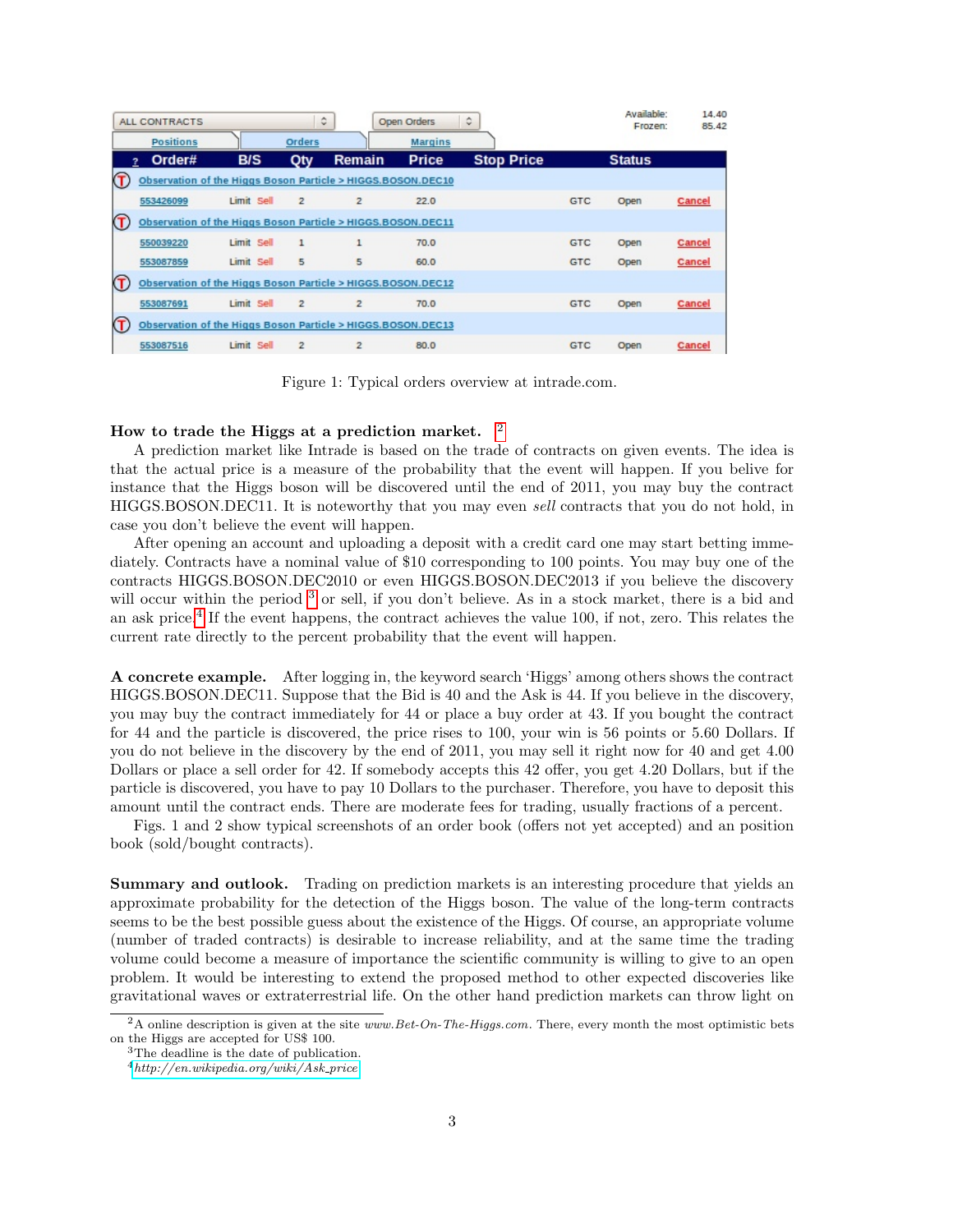ALL CONTRACTS | Open Orders | Available: 14.40 | Frozen: 85.42

Positions | Orders | Margins

| ? Order# | B/S | | Qty | Remain | Price | Stop Price | Status | |
|---|---|---|---|---|---|---|---|---|
| Observation of the Higgs Boson Particle > HIGGS.BOSON.DEC10 | | | | | | | | |
| 553426099 | Limit | Sell | 2 | 2 | 22.0 | GTC | Open | Cancel |
| Observation of the Higgs Boson Particle > HIGGS.BOSON.DEC11 | | | | | | | | |
| 550039220 | Limit | Sell | 1 | 1 | 70.0 | GTC | Open | Cancel |
| 553087859 | Limit | Sell | 5 | 5 | 60.0 | GTC | Open | Cancel |
| Observation of the Higgs Boson Particle > HIGGS.BOSON.DEC12 | | | | | | | | |
| 553087691 | Limit | Sell | 2 | 2 | 70.0 | GTC | Open | Cancel |
| Observation of the Higgs Boson Particle > HIGGS.BOSON.DEC13 | | | | | | | | |
| 553087516 | Limit | Sell | 2 | 2 | 80.0 | GTC | Open | Cancel |

Figure 1: Typical orders overview at intrade.com.

**How to trade the Higgs at a prediction market.** [2]

A prediction market like Intrade is based on the trade of contracts on given events. The idea is that the actual price is a measure of the probability that the event will happen. If you belive for instance that the Higgs boson will be discovered until the end of 2011, you may buy the contract HIGGS.BOSON.DEC11. It is noteworthy that you may even *sell* contracts that you do not hold, in case you don't believe the event will happen.

After opening an account and uploading a deposit with a credit card one may start betting immediately. Contracts have a nominal value of $10 corresponding to 100 points. You may buy one of the contracts HIGGS.BOSON.DEC2010 or even HIGGS.BOSON.DEC2013 if you believe the discovery will occur within the period [3] or sell, if you don't believe. As in a stock market, there is a bid and an ask price.[4] If the event happens, the contract achieves the value 100, if not, zero. This relates the current rate directly to the percent probability that the event will happen.

**A concrete example.** After logging in, the keyword search 'Higgs' among others shows the contract HIGGS.BOSON.DEC11. Suppose that the Bid is 40 and the Ask is 44. If you believe in the discovery, you may buy the contract immediately for 44 or place a buy order at 43. If you bought the contract for 44 and the particle is discovered, the price rises to 100, your win is 56 points or 5.60 Dollars. If you do not believe in the discovery by the end of 2011, you may sell it right now for 40 and get 4.00 Dollars or place a sell order for 42. If somebody accepts this 42 offer, you get 4.20 Dollars, but if the particle is discovered, you have to pay 10 Dollars to the purchaser. Therefore, you have to deposit this amount until the contract ends. There are moderate fees for trading, usually fractions of a percent.

Figs. 1 and 2 show typical screenshots of an order book (offers not yet accepted) and an position book (sold/bought contracts).

**Summary and outlook.** Trading on prediction markets is an interesting procedure that yields an approximate probability for the detection of the Higgs boson. The value of the long-term contracts seems to be the best possible guess about the existence of the Higgs. Of course, an appropriate volume (number of traded contracts) is desirable to increase reliability, and at the same time the trading volume could become a measure of importance the scientific community is willing to give to an open problem. It would be interesting to extend the proposed method to other expected discoveries like gravitational waves or extraterrestrial life. On the other hand prediction markets can throw light on

[2] A online description is given at the site *www.Bet-On-The-Higgs.com*. There, every month the most optimistic bets on the Higgs are accepted for US$ 100.

[3] The deadline is the date of publication.

[4] *http://en.wikipedia.org/wiki/Ask_price*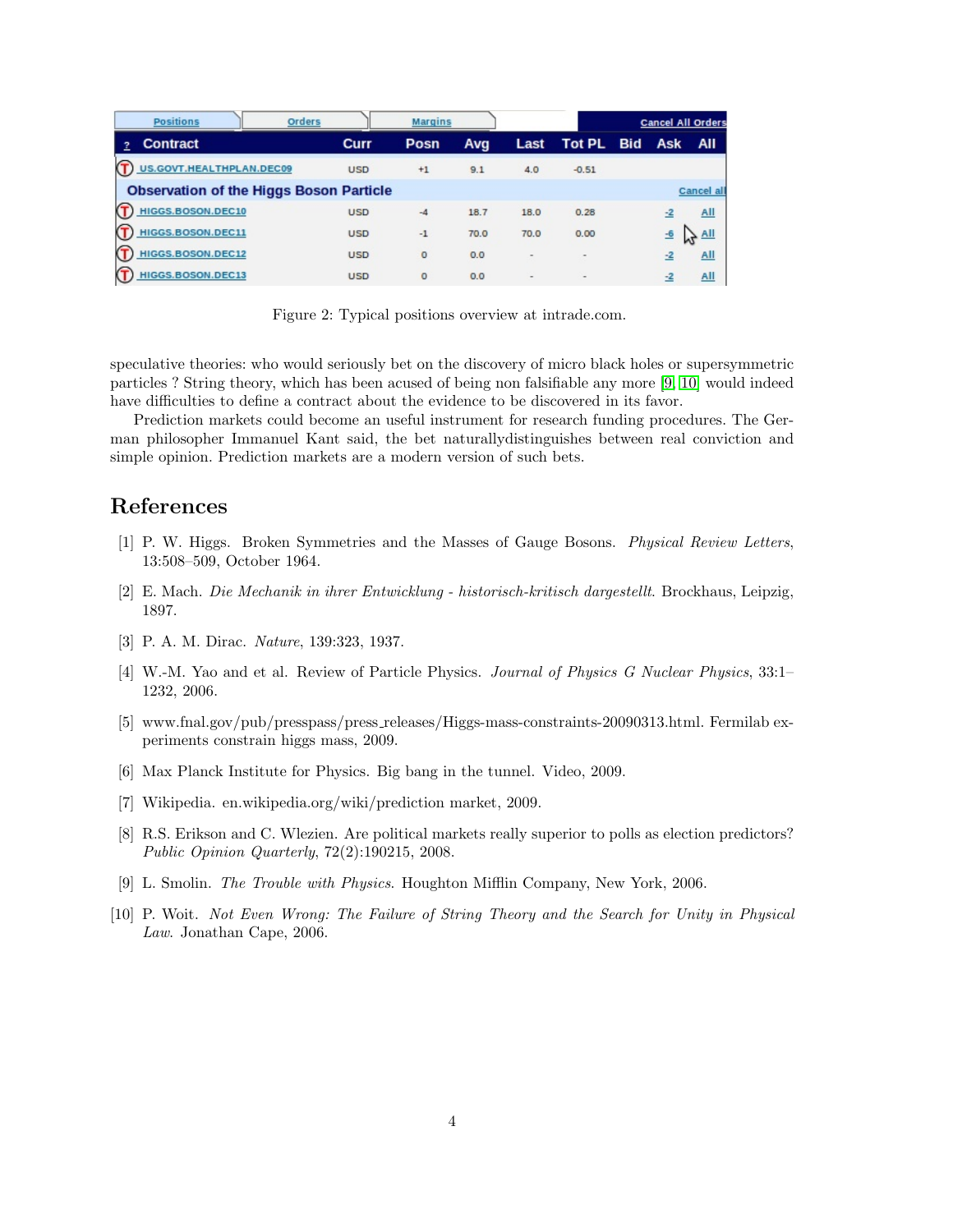Positions | Orders | Margins | Cancel All Orders

| ? Contract | Curr | Posn | Avg | Last | Tot PL | Bid | Ask | All |
|---|---|---|---|---|---|---|---|---|
| US.GOVT.HEALTHPLAN.DEC09 | USD | +1 | 9.1 | 4.0 | -0.51 | | | |
| **Observation of the Higgs Boson Particle** | | | | | | | | Cancel all |
| HIGGS.BOSON.DEC10 | USD | -4 | 18.7 | 18.0 | 0.28 | | -2 | All |
| HIGGS.BOSON.DEC11 | USD | -1 | 70.0 | 70.0 | 0.00 | | -6 | All |
| HIGGS.BOSON.DEC12 | USD | 0 | 0.0 | - | - | | -2 | All |
| HIGGS.BOSON.DEC13 | USD | 0 | 0.0 | - | - | | -2 | All |

Figure 2: Typical positions overview at intrade.com.

speculative theories: who would seriously bet on the discovery of micro black holes or supersymmetric particles ? String theory, which has been acused of being non falsifiable any more [9, 10] would indeed have difficulties to define a contract about the evidence to be discovered in its favor.

Prediction markets could become an useful instrument for research funding procedures. The German philosopher Immanuel Kant said, the bet naturallydistinguishes between real conviction and simple opinion. Prediction markets are a modern version of such bets.

## References

[1] P. W. Higgs. Broken Symmetries and the Masses of Gauge Bosons. *Physical Review Letters*, 13:508–509, October 1964.

[2] E. Mach. *Die Mechanik in ihrer Entwicklung - historisch-kritisch dargestellt*. Brockhaus, Leipzig, 1897.

[3] P. A. M. Dirac. *Nature*, 139:323, 1937.

[4] W.-M. Yao and et al. Review of Particle Physics. *Journal of Physics G Nuclear Physics*, 33:1–1232, 2006.

[5] www.fnal.gov/pub/presspass/press_releases/Higgs-mass-constraints-20090313.html. Fermilab experiments constrain higgs mass, 2009.

[6] Max Planck Institute for Physics. Big bang in the tunnel. Video, 2009.

[7] Wikipedia. en.wikipedia.org/wiki/prediction market, 2009.

[8] R.S. Erikson and C. Wlezien. Are political markets really superior to polls as election predictors? *Public Opinion Quarterly*, 72(2):190215, 2008.

[9] L. Smolin. *The Trouble with Physics*. Houghton Mifflin Company, New York, 2006.

[10] P. Woit. *Not Even Wrong: The Failure of String Theory and the Search for Unity in Physical Law*. Jonathan Cape, 2006.